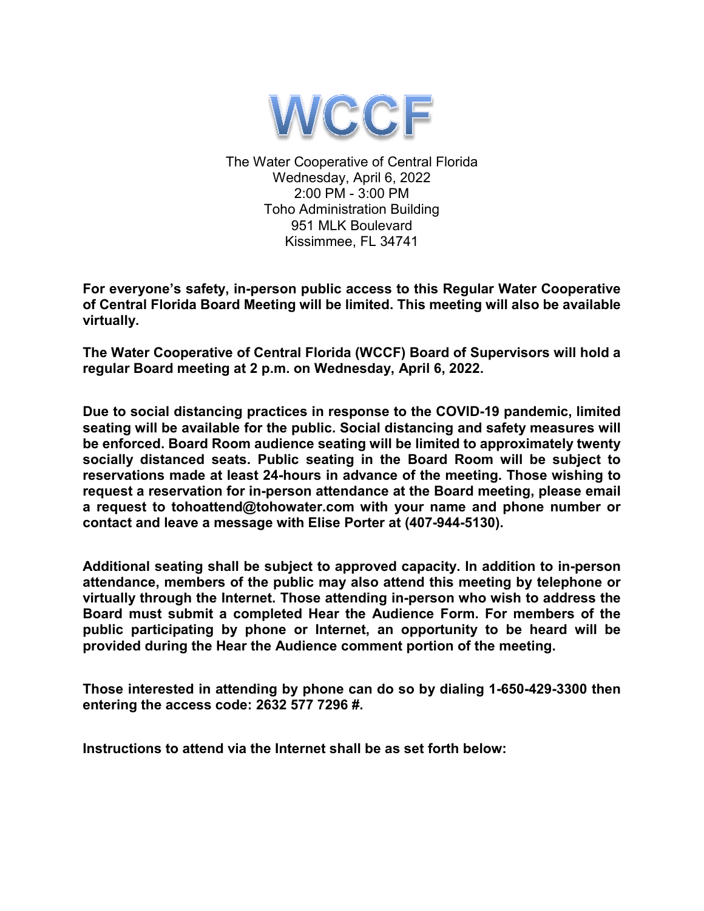# WCCF

The Water Cooperative of Central Florida
Wednesday, April 6, 2022
2:00 PM - 3:00 PM
Toho Administration Building
951 MLK Boulevard
Kissimmee, FL 34741

**For everyone's safety, in-person public access to this Regular Water Cooperative of Central Florida Board Meeting will be limited. This meeting will also be available virtually.**

**The Water Cooperative of Central Florida (WCCF) Board of Supervisors will hold a regular Board meeting at 2 p.m. on Wednesday, April 6, 2022.**

**Due to social distancing practices in response to the COVID-19 pandemic, limited seating will be available for the public. Social distancing and safety measures will be enforced. Board Room audience seating will be limited to approximately twenty socially distanced seats. Public seating in the Board Room will be subject to reservations made at least 24-hours in advance of the meeting. Those wishing to request a reservation for in-person attendance at the Board meeting, please email a request to tohoattend@tohowater.com with your name and phone number or contact and leave a message with Elise Porter at (407-944-5130).**

**Additional seating shall be subject to approved capacity. In addition to in-person attendance, members of the public may also attend this meeting by telephone or virtually through the Internet. Those attending in-person who wish to address the Board must submit a completed Hear the Audience Form. For members of the public participating by phone or Internet, an opportunity to be heard will be provided during the Hear the Audience comment portion of the meeting.**

**Those interested in attending by phone can do so by dialing 1-650-429-3300 then entering the access code: 2632 577 7296 #.**

**Instructions to attend via the Internet shall be as set forth below:**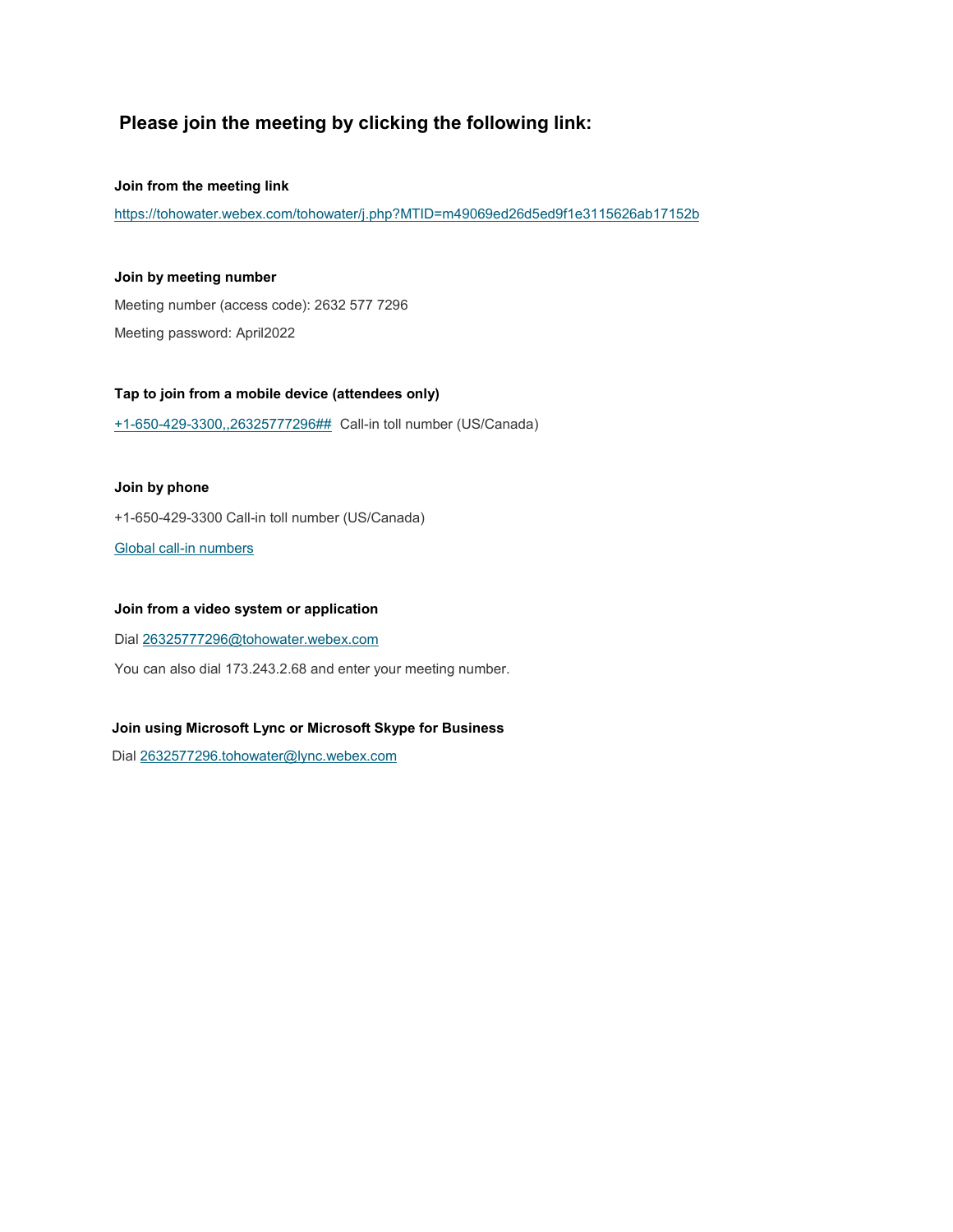## Please join the meeting by clicking the following link:

**Join from the meeting link**

https://tohowater.webex.com/tohowater/j.php?MTID=m49069ed26d5ed9f1e3115626ab17152b

**Join by meeting number**

Meeting number (access code): 2632 577 7296

Meeting password: April2022

**Tap to join from a mobile device (attendees only)**

+1-650-429-3300,,26325777296## Call-in toll number (US/Canada)

**Join by phone**

+1-650-429-3300 Call-in toll number (US/Canada)

Global call-in numbers

**Join from a video system or application**

Dial 26325777296@tohowater.webex.com

You can also dial 173.243.2.68 and enter your meeting number.

**Join using Microsoft Lync or Microsoft Skype for Business**

Dial 2632577296.tohowater@lync.webex.com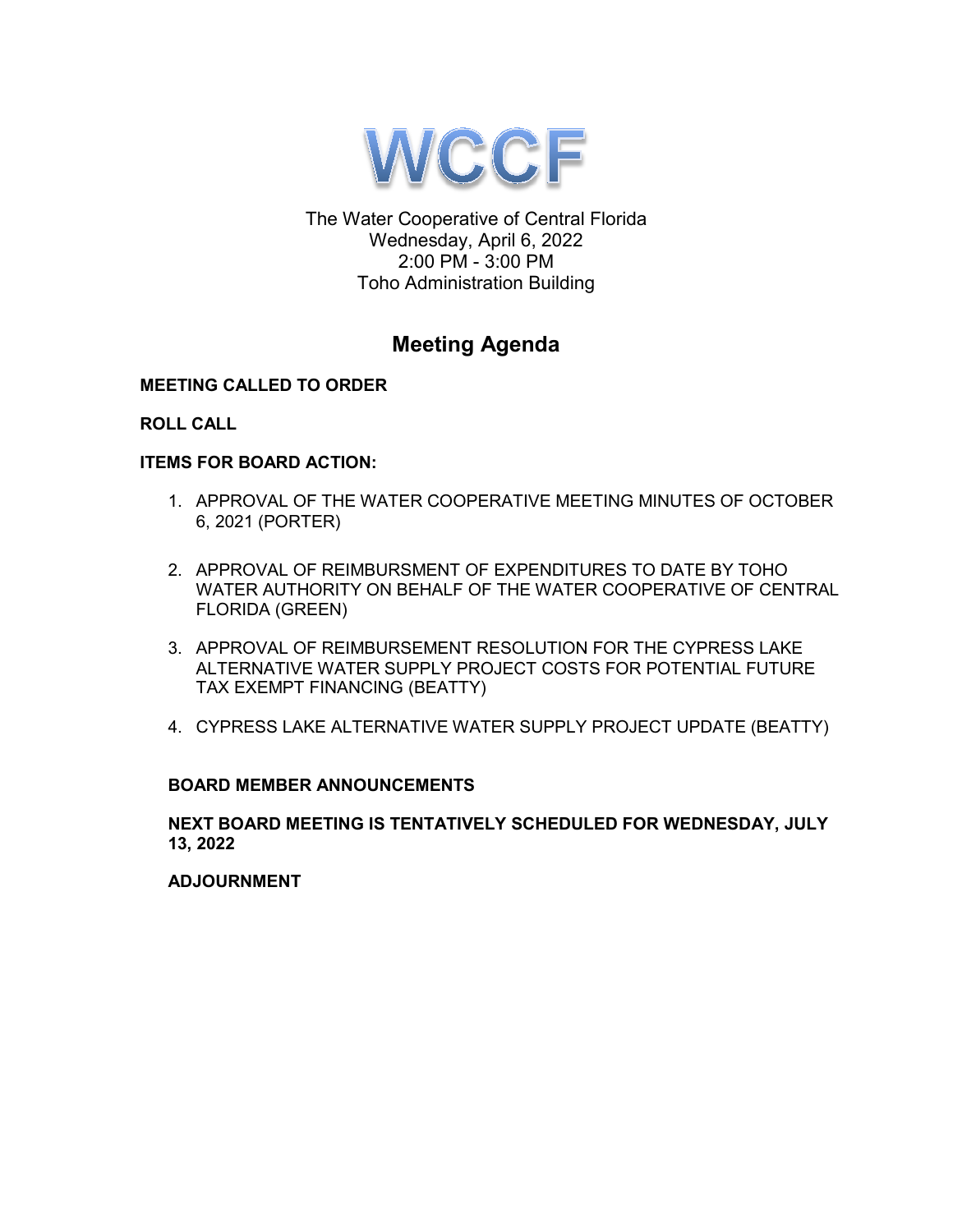# WCCF

The Water Cooperative of Central Florida
Wednesday, April 6, 2022
2:00 PM - 3:00 PM
Toho Administration Building

## Meeting Agenda

**MEETING CALLED TO ORDER**

**ROLL CALL**

**ITEMS FOR BOARD ACTION:**

1. APPROVAL OF THE WATER COOPERATIVE MEETING MINUTES OF OCTOBER 6, 2021 (PORTER)

2. APPROVAL OF REIMBURSMENT OF EXPENDITURES TO DATE BY TOHO WATER AUTHORITY ON BEHALF OF THE WATER COOPERATIVE OF CENTRAL FLORIDA (GREEN)

3. APPROVAL OF REIMBURSEMENT RESOLUTION FOR THE CYPRESS LAKE ALTERNATIVE WATER SUPPLY PROJECT COSTS FOR POTENTIAL FUTURE TAX EXEMPT FINANCING (BEATTY)

4. CYPRESS LAKE ALTERNATIVE WATER SUPPLY PROJECT UPDATE (BEATTY)

**BOARD MEMBER ANNOUNCEMENTS**

**NEXT BOARD MEETING IS TENTATIVELY SCHEDULED FOR WEDNESDAY, JULY 13, 2022**

**ADJOURNMENT**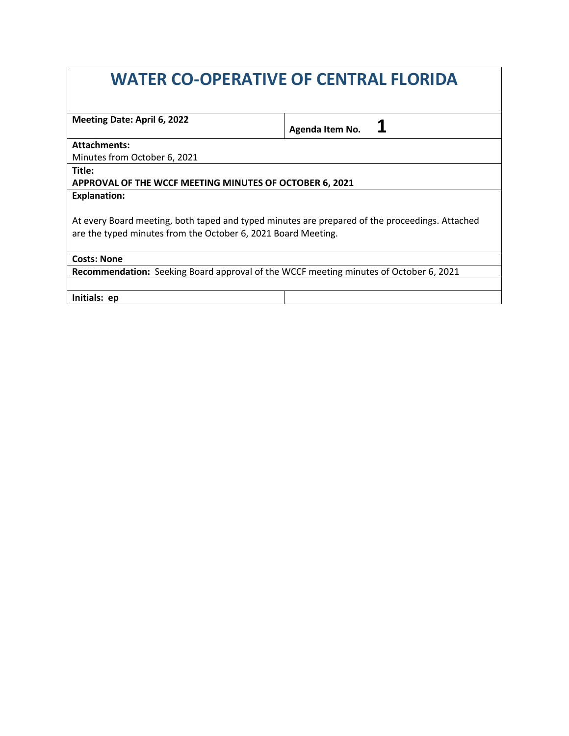# WATER CO-OPERATIVE OF CENTRAL FLORIDA

| **Meeting Date: April 6, 2022** | **Agenda Item No. 1** |
|---|---|
| **Attachments:**<br>Minutes from October 6, 2021 | |
| **Title:**<br>**APPROVAL OF THE WCCF MEETING MINUTES OF OCTOBER 6, 2021** | |
| **Explanation:**<br><br>At every Board meeting, both taped and typed minutes are prepared of the proceedings. Attached are the typed minutes from the October 6, 2021 Board Meeting. | |
| **Costs: None** | |
| **Recommendation:** Seeking Board approval of the WCCF meeting minutes of October 6, 2021 | |
| | |
| **Initials: ep** | |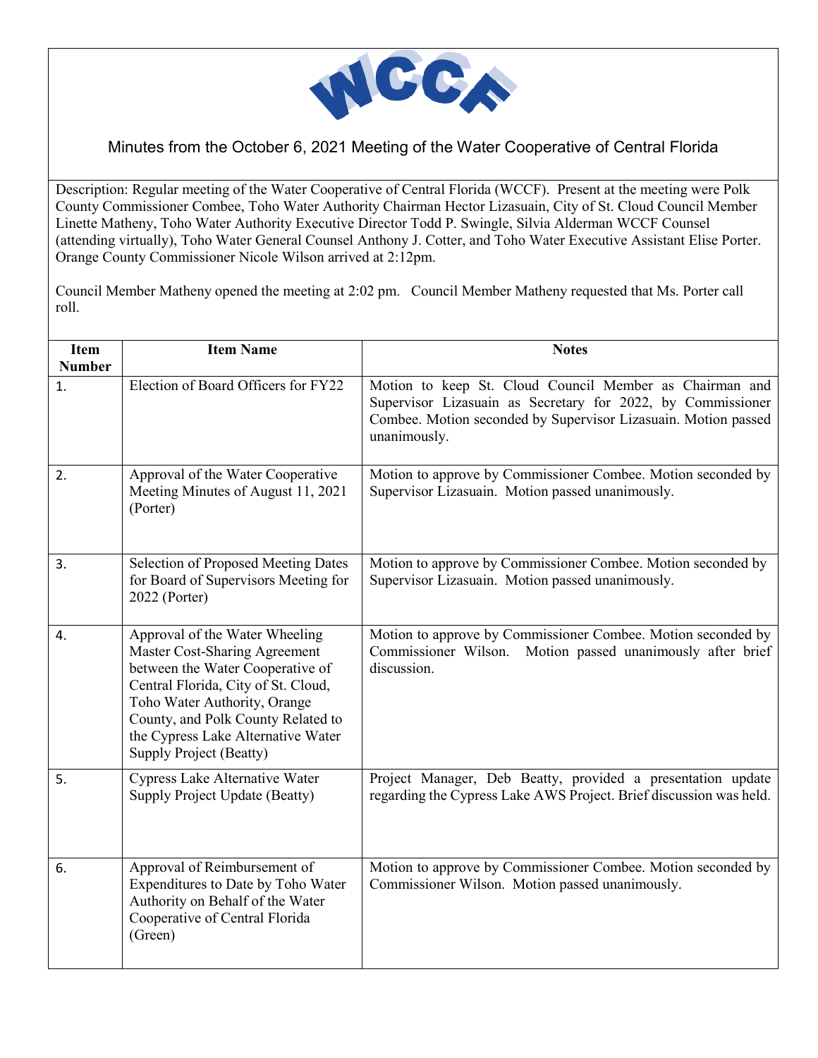WCCF

Minutes from the October 6, 2021 Meeting of the Water Cooperative of Central Florida

Description: Regular meeting of the Water Cooperative of Central Florida (WCCF). Present at the meeting were Polk County Commissioner Combee, Toho Water Authority Chairman Hector Lizasuain, City of St. Cloud Council Member Linette Matheny, Toho Water Authority Executive Director Todd P. Swingle, Silvia Alderman WCCF Counsel (attending virtually), Toho Water General Counsel Anthony J. Cotter, and Toho Water Executive Assistant Elise Porter. Orange County Commissioner Nicole Wilson arrived at 2:12pm.

Council Member Matheny opened the meeting at 2:02 pm. Council Member Matheny requested that Ms. Porter call roll.

| Item Number | Item Name | Notes |
|---|---|---|
| 1. | Election of Board Officers for FY22 | Motion to keep St. Cloud Council Member as Chairman and Supervisor Lizasuain as Secretary for 2022, by Commissioner Combee. Motion seconded by Supervisor Lizasuain. Motion passed unanimously. |
| 2. | Approval of the Water Cooperative Meeting Minutes of August 11, 2021 (Porter) | Motion to approve by Commissioner Combee. Motion seconded by Supervisor Lizasuain. Motion passed unanimously. |
| 3. | Selection of Proposed Meeting Dates for Board of Supervisors Meeting for 2022 (Porter) | Motion to approve by Commissioner Combee. Motion seconded by Supervisor Lizasuain. Motion passed unanimously. |
| 4. | Approval of the Water Wheeling Master Cost-Sharing Agreement between the Water Cooperative of Central Florida, City of St. Cloud, Toho Water Authority, Orange County, and Polk County Related to the Cypress Lake Alternative Water Supply Project (Beatty) | Motion to approve by Commissioner Combee. Motion seconded by Commissioner Wilson. Motion passed unanimously after brief discussion. |
| 5. | Cypress Lake Alternative Water Supply Project Update (Beatty) | Project Manager, Deb Beatty, provided a presentation update regarding the Cypress Lake AWS Project. Brief discussion was held. |
| 6. | Approval of Reimbursement of Expenditures to Date by Toho Water Authority on Behalf of the Water Cooperative of Central Florida (Green) | Motion to approve by Commissioner Combee. Motion seconded by Commissioner Wilson. Motion passed unanimously. |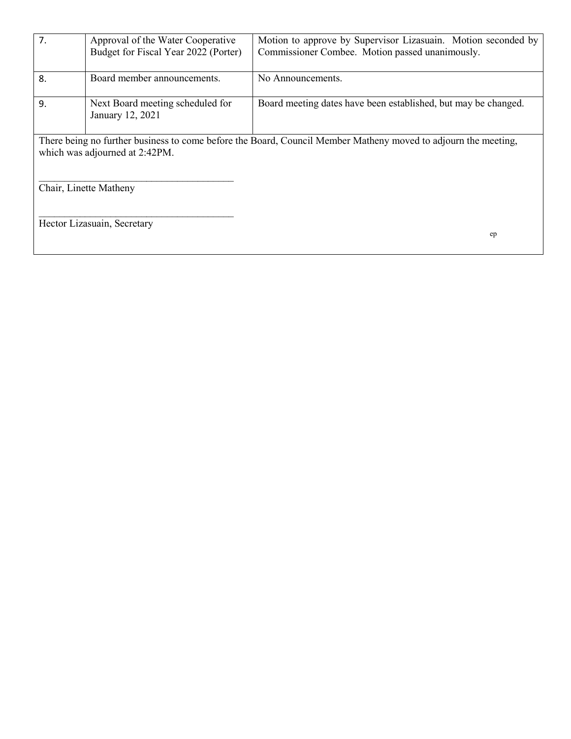| 7. | Approval of the Water Cooperative Budget for Fiscal Year 2022 (Porter) | Motion to approve by Supervisor Lizasuain. Motion seconded by Commissioner Combee. Motion passed unanimously. |
|---|---|---|
| 8. | Board member announcements. | No Announcements. |
| 9. | Next Board meeting scheduled for January 12, 2021 | Board meeting dates have been established, but may be changed. |

There being no further business to come before the Board, Council Member Matheny moved to adjourn the meeting, which was adjourned at 2:42PM.

\_\_\_\_\_\_\_\_\_\_\_\_\_\_\_\_\_\_\_\_\_\_\_\_\_\_\_\_\_\_\_\_\_\_\_\_\_\_\_

Chair, Linette Matheny

\_\_\_\_\_\_\_\_\_\_\_\_\_\_\_\_\_\_\_\_\_\_\_\_\_\_\_\_\_\_\_\_\_\_\_\_\_\_\_

Hector Lizasuain, Secretary

ep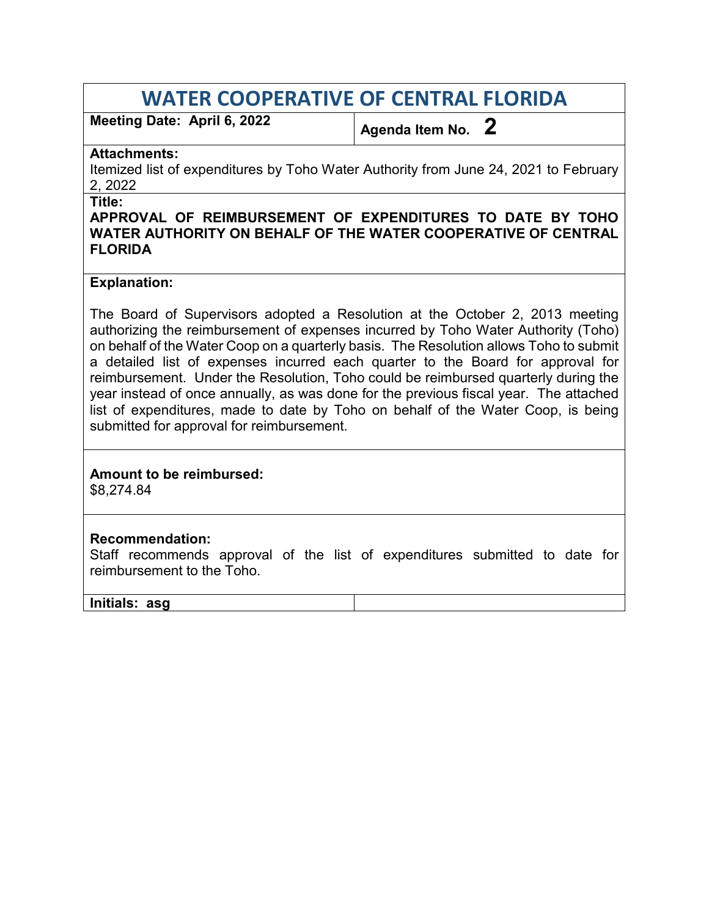# WATER COOPERATIVE OF CENTRAL FLORIDA

**Meeting Date: April 6, 2022**

**Agenda Item No. 2**

**Attachments:**

Itemized list of expenditures by Toho Water Authority from June 24, 2021 to February 2, 2022

**Title:**

**APPROVAL OF REIMBURSEMENT OF EXPENDITURES TO DATE BY TOHO WATER AUTHORITY ON BEHALF OF THE WATER COOPERATIVE OF CENTRAL FLORIDA**

**Explanation:**

The Board of Supervisors adopted a Resolution at the October 2, 2013 meeting authorizing the reimbursement of expenses incurred by Toho Water Authority (Toho) on behalf of the Water Coop on a quarterly basis. The Resolution allows Toho to submit a detailed list of expenses incurred each quarter to the Board for approval for reimbursement. Under the Resolution, Toho could be reimbursed quarterly during the year instead of once annually, as was done for the previous fiscal year. The attached list of expenditures, made to date by Toho on behalf of the Water Coop, is being submitted for approval for reimbursement.

**Amount to be reimbursed:**

$8,274.84

**Recommendation:**

Staff recommends approval of the list of expenditures submitted to date for reimbursement to the Toho.

**Initials: asg**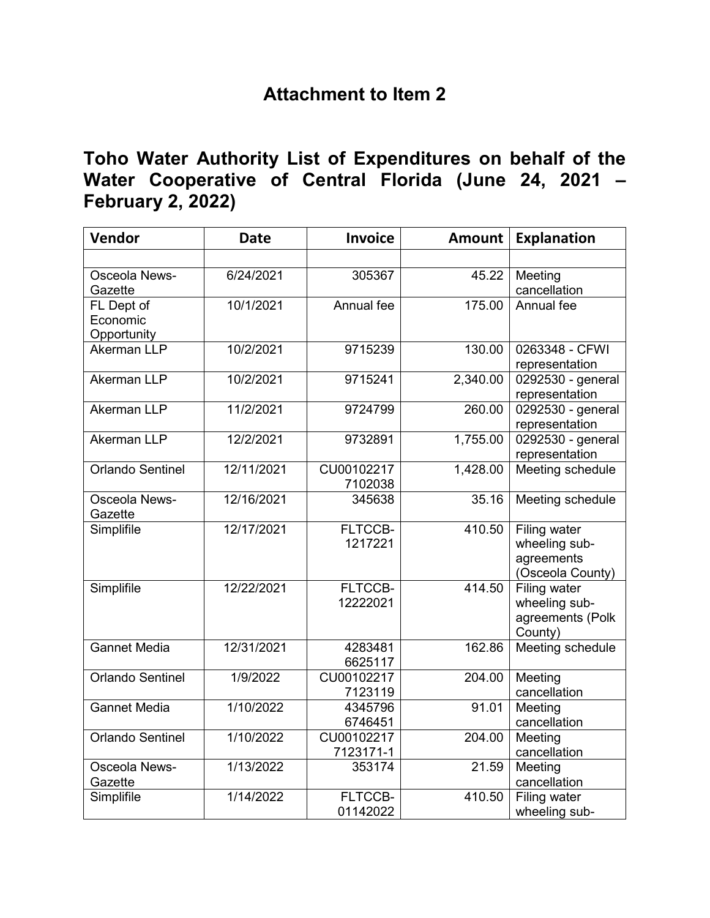## Attachment to Item 2

## Toho Water Authority List of Expenditures on behalf of the Water Cooperative of Central Florida (June 24, 2021 – February 2, 2022)

| Vendor | Date | Invoice | Amount | Explanation |
|---|---|---|---|---|
| | | | | |
| Osceola News-Gazette | 6/24/2021 | 305367 | 45.22 | Meeting cancellation |
| FL Dept of Economic Opportunity | 10/1/2021 | Annual fee | 175.00 | Annual fee |
| Akerman LLP | 10/2/2021 | 9715239 | 130.00 | 0263348 - CFWI representation |
| Akerman LLP | 10/2/2021 | 9715241 | 2,340.00 | 0292530 - general representation |
| Akerman LLP | 11/2/2021 | 9724799 | 260.00 | 0292530 - general representation |
| Akerman LLP | 12/2/2021 | 9732891 | 1,755.00 | 0292530 - general representation |
| Orlando Sentinel | 12/11/2021 | CU00102217 7102038 | 1,428.00 | Meeting schedule |
| Osceola News-Gazette | 12/16/2021 | 345638 | 35.16 | Meeting schedule |
| Simplifile | 12/17/2021 | FLTCCB-1217221 | 410.50 | Filing water wheeling sub-agreements (Osceola County) |
| Simplifile | 12/22/2021 | FLTCCB-12222021 | 414.50 | Filing water wheeling sub-agreements (Polk County) |
| Gannet Media | 12/31/2021 | 4283481 6625117 | 162.86 | Meeting schedule |
| Orlando Sentinel | 1/9/2022 | CU00102217 7123119 | 204.00 | Meeting cancellation |
| Gannet Media | 1/10/2022 | 4345796 6746451 | 91.01 | Meeting cancellation |
| Orlando Sentinel | 1/10/2022 | CU00102217 7123171-1 | 204.00 | Meeting cancellation |
| Osceola News-Gazette | 1/13/2022 | 353174 | 21.59 | Meeting cancellation |
| Simplifile | 1/14/2022 | FLTCCB-01142022 | 410.50 | Filing water wheeling sub- |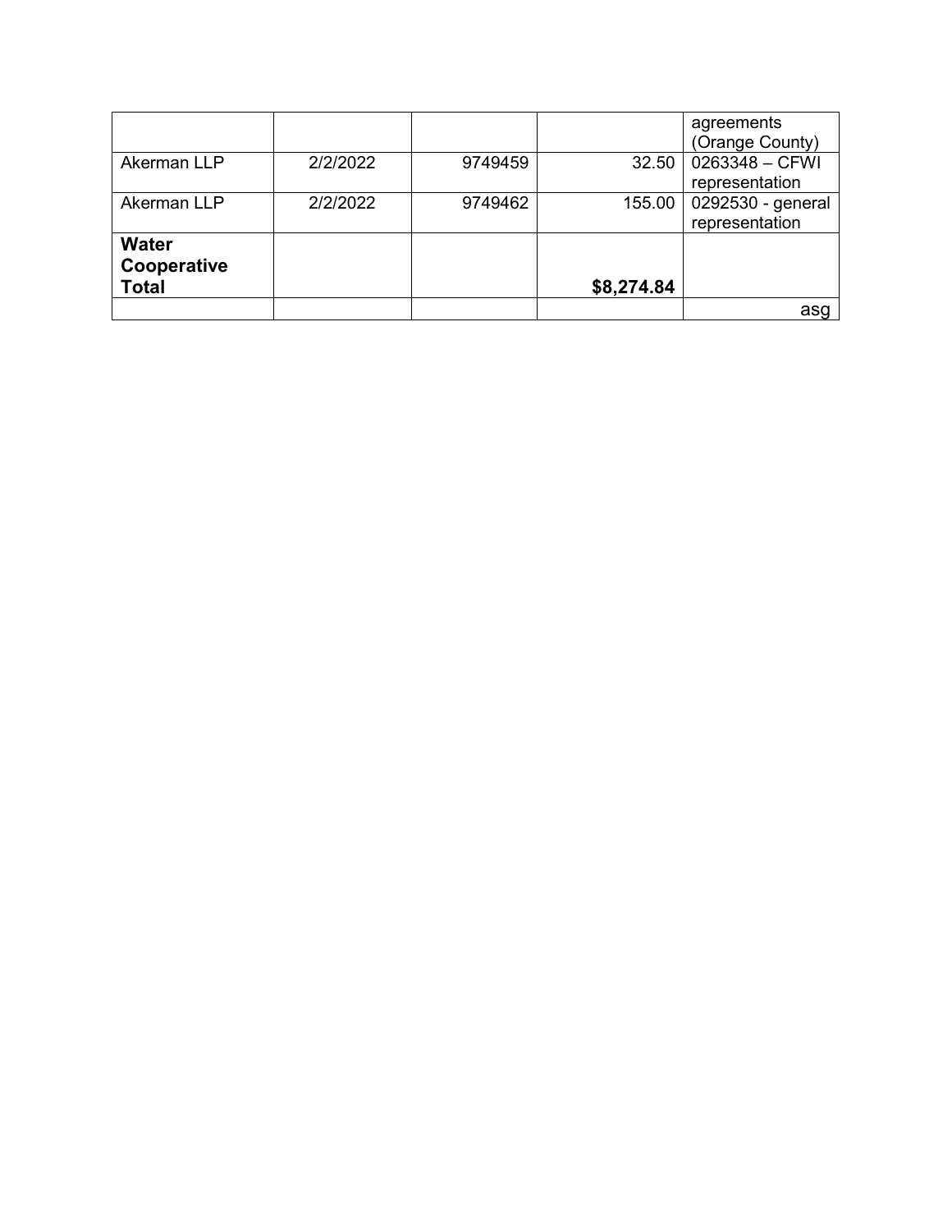| | | | | agreements (Orange County) |
|---|---|---|---|---|
| Akerman LLP | 2/2/2022 | 9749459 | 32.50 | 0263348 – CFWI representation |
| Akerman LLP | 2/2/2022 | 9749462 | 155.00 | 0292530 - general representation |
| **Water Cooperative Total** | | | **$8,274.84** | |
| | | | | asg |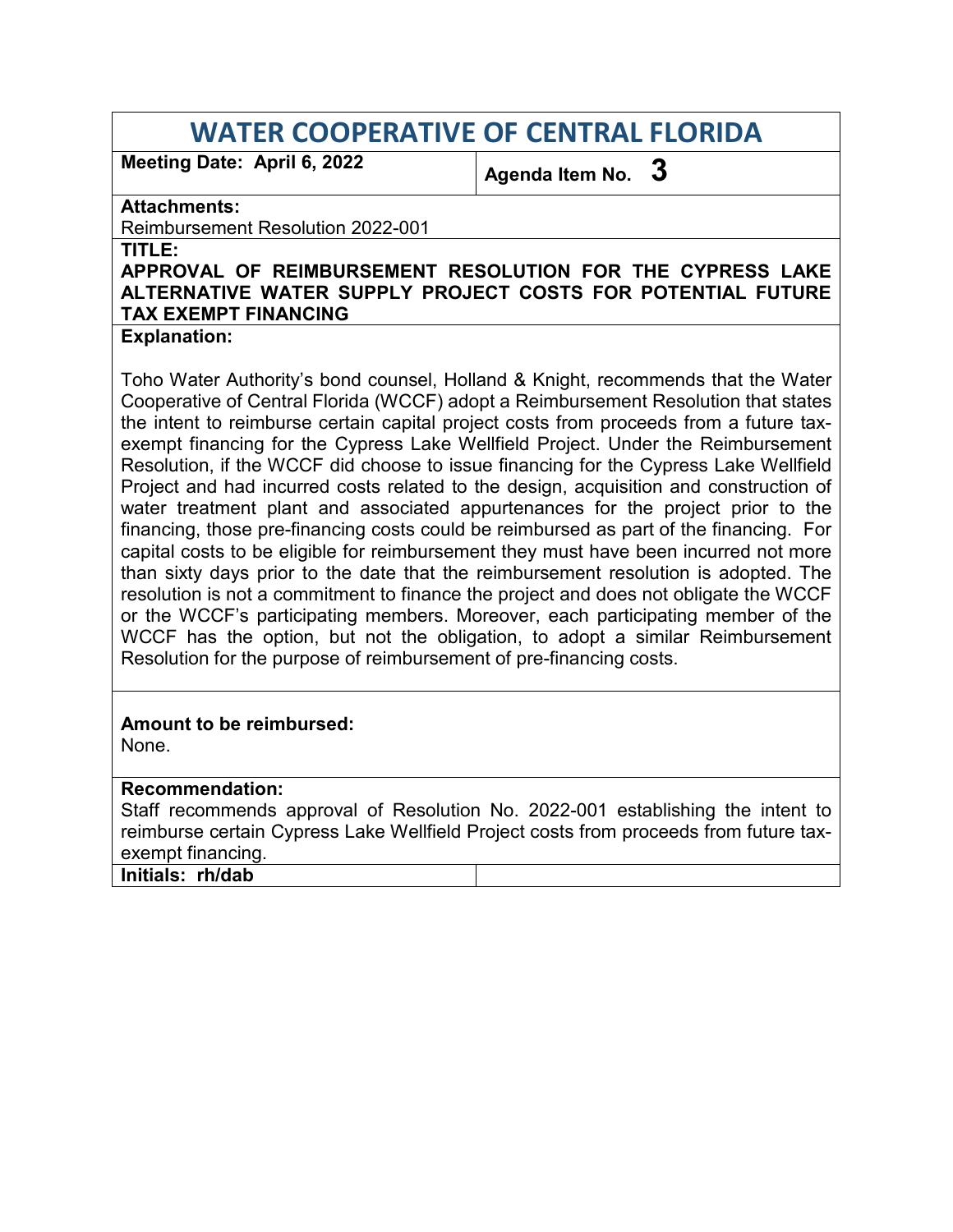# WATER COOPERATIVE OF CENTRAL FLORIDA

**Meeting Date: April 6, 2022** | **Agenda Item No. 3**

**Attachments:**
Reimbursement Resolution 2022-001

**TITLE:**
**APPROVAL OF REIMBURSEMENT RESOLUTION FOR THE CYPRESS LAKE ALTERNATIVE WATER SUPPLY PROJECT COSTS FOR POTENTIAL FUTURE TAX EXEMPT FINANCING**

**Explanation:**

Toho Water Authority's bond counsel, Holland & Knight, recommends that the Water Cooperative of Central Florida (WCCF) adopt a Reimbursement Resolution that states the intent to reimburse certain capital project costs from proceeds from a future tax-exempt financing for the Cypress Lake Wellfield Project. Under the Reimbursement Resolution, if the WCCF did choose to issue financing for the Cypress Lake Wellfield Project and had incurred costs related to the design, acquisition and construction of water treatment plant and associated appurtenances for the project prior to the financing, those pre-financing costs could be reimbursed as part of the financing. For capital costs to be eligible for reimbursement they must have been incurred not more than sixty days prior to the date that the reimbursement resolution is adopted. The resolution is not a commitment to finance the project and does not obligate the WCCF or the WCCF's participating members. Moreover, each participating member of the WCCF has the option, but not the obligation, to adopt a similar Reimbursement Resolution for the purpose of reimbursement of pre-financing costs.

**Amount to be reimbursed:**
None.

**Recommendation:**
Staff recommends approval of Resolution No. 2022-001 establishing the intent to reimburse certain Cypress Lake Wellfield Project costs from proceeds from future tax-exempt financing.

**Initials: rh/dab**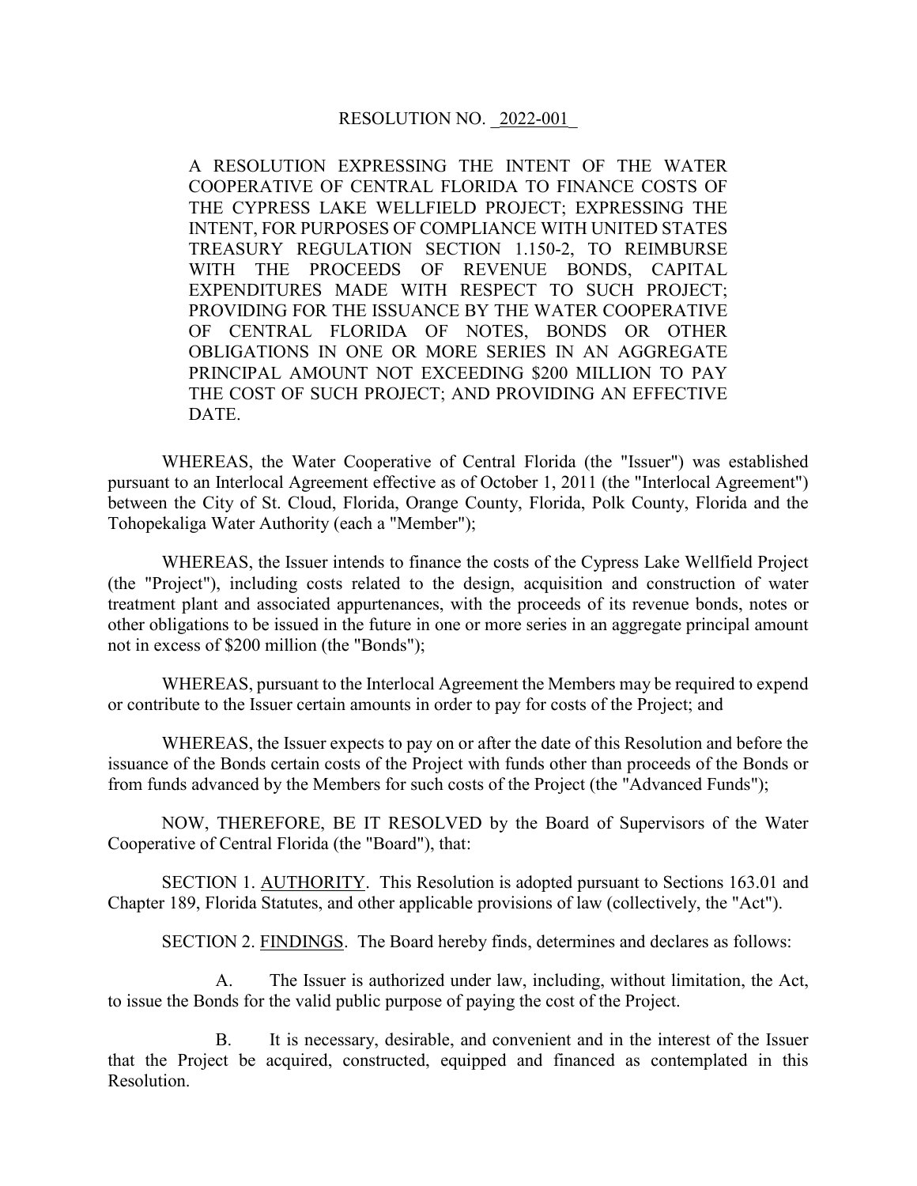RESOLUTION NO. 2022-001

A RESOLUTION EXPRESSING THE INTENT OF THE WATER COOPERATIVE OF CENTRAL FLORIDA TO FINANCE COSTS OF THE CYPRESS LAKE WELLFIELD PROJECT; EXPRESSING THE INTENT, FOR PURPOSES OF COMPLIANCE WITH UNITED STATES TREASURY REGULATION SECTION 1.150-2, TO REIMBURSE WITH THE PROCEEDS OF REVENUE BONDS, CAPITAL EXPENDITURES MADE WITH RESPECT TO SUCH PROJECT; PROVIDING FOR THE ISSUANCE BY THE WATER COOPERATIVE OF CENTRAL FLORIDA OF NOTES, BONDS OR OTHER OBLIGATIONS IN ONE OR MORE SERIES IN AN AGGREGATE PRINCIPAL AMOUNT NOT EXCEEDING $200 MILLION TO PAY THE COST OF SUCH PROJECT; AND PROVIDING AN EFFECTIVE DATE.

WHEREAS, the Water Cooperative of Central Florida (the "Issuer") was established pursuant to an Interlocal Agreement effective as of October 1, 2011 (the "Interlocal Agreement") between the City of St. Cloud, Florida, Orange County, Florida, Polk County, Florida and the Tohopekaliga Water Authority (each a "Member");

WHEREAS, the Issuer intends to finance the costs of the Cypress Lake Wellfield Project (the "Project"), including costs related to the design, acquisition and construction of water treatment plant and associated appurtenances, with the proceeds of its revenue bonds, notes or other obligations to be issued in the future in one or more series in an aggregate principal amount not in excess of $200 million (the "Bonds");

WHEREAS, pursuant to the Interlocal Agreement the Members may be required to expend or contribute to the Issuer certain amounts in order to pay for costs of the Project; and

WHEREAS, the Issuer expects to pay on or after the date of this Resolution and before the issuance of the Bonds certain costs of the Project with funds other than proceeds of the Bonds or from funds advanced by the Members for such costs of the Project (the "Advanced Funds");

NOW, THEREFORE, BE IT RESOLVED by the Board of Supervisors of the Water Cooperative of Central Florida (the "Board"), that:

SECTION 1. <u>AUTHORITY</u>. This Resolution is adopted pursuant to Sections 163.01 and Chapter 189, Florida Statutes, and other applicable provisions of law (collectively, the "Act").

SECTION 2. <u>FINDINGS</u>. The Board hereby finds, determines and declares as follows:

A. The Issuer is authorized under law, including, without limitation, the Act, to issue the Bonds for the valid public purpose of paying the cost of the Project.

B. It is necessary, desirable, and convenient and in the interest of the Issuer that the Project be acquired, constructed, equipped and financed as contemplated in this Resolution.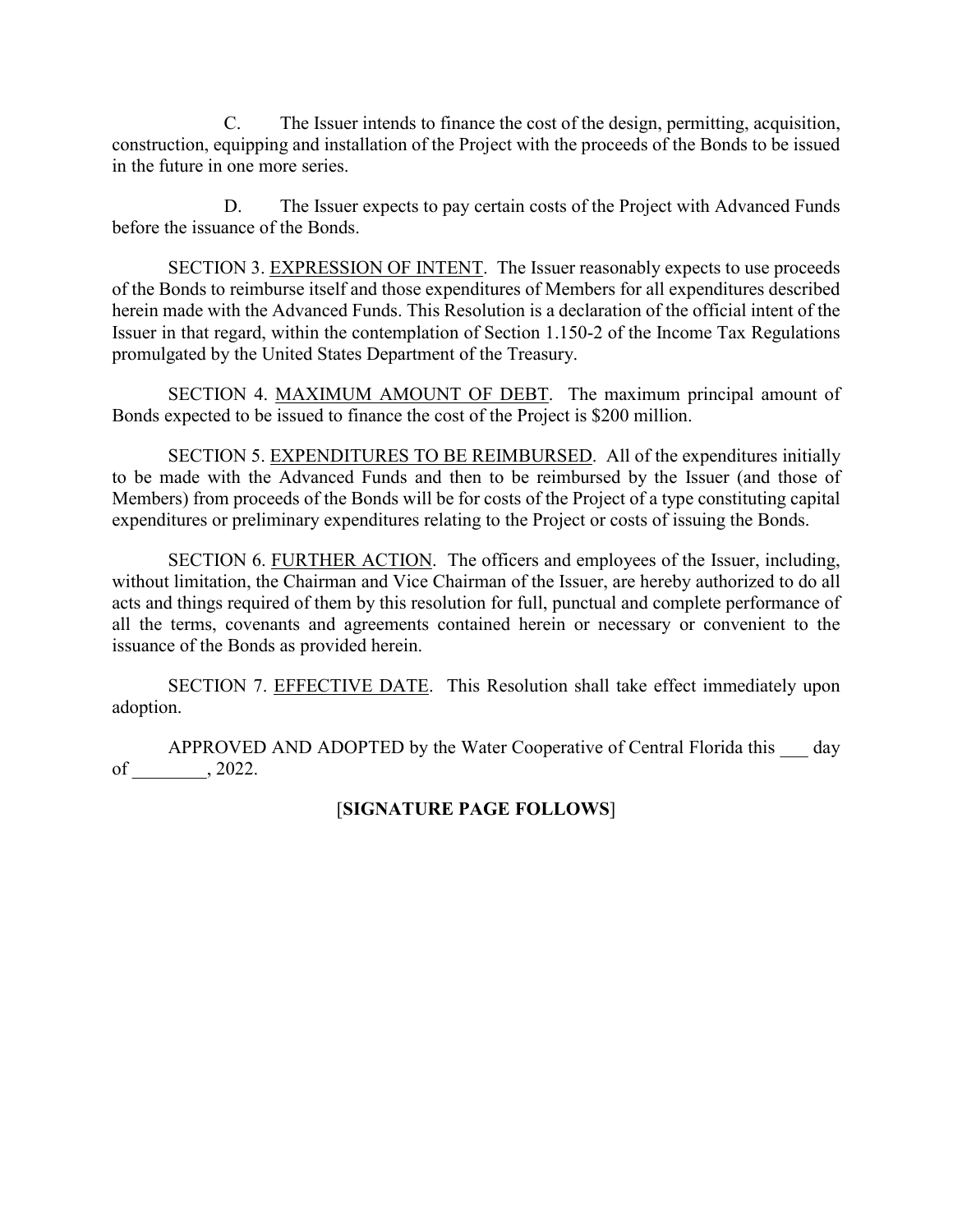C. The Issuer intends to finance the cost of the design, permitting, acquisition, construction, equipping and installation of the Project with the proceeds of the Bonds to be issued in the future in one more series.

D. The Issuer expects to pay certain costs of the Project with Advanced Funds before the issuance of the Bonds.

SECTION 3. EXPRESSION OF INTENT. The Issuer reasonably expects to use proceeds of the Bonds to reimburse itself and those expenditures of Members for all expenditures described herein made with the Advanced Funds. This Resolution is a declaration of the official intent of the Issuer in that regard, within the contemplation of Section 1.150-2 of the Income Tax Regulations promulgated by the United States Department of the Treasury.

SECTION 4. MAXIMUM AMOUNT OF DEBT. The maximum principal amount of Bonds expected to be issued to finance the cost of the Project is $200 million.

SECTION 5. EXPENDITURES TO BE REIMBURSED. All of the expenditures initially to be made with the Advanced Funds and then to be reimbursed by the Issuer (and those of Members) from proceeds of the Bonds will be for costs of the Project of a type constituting capital expenditures or preliminary expenditures relating to the Project or costs of issuing the Bonds.

SECTION 6. FURTHER ACTION. The officers and employees of the Issuer, including, without limitation, the Chairman and Vice Chairman of the Issuer, are hereby authorized to do all acts and things required of them by this resolution for full, punctual and complete performance of all the terms, covenants and agreements contained herein or necessary or convenient to the issuance of the Bonds as provided herein.

SECTION 7. EFFECTIVE DATE. This Resolution shall take effect immediately upon adoption.

APPROVED AND ADOPTED by the Water Cooperative of Central Florida this ___ day of ________, 2022.

[**SIGNATURE PAGE FOLLOWS**]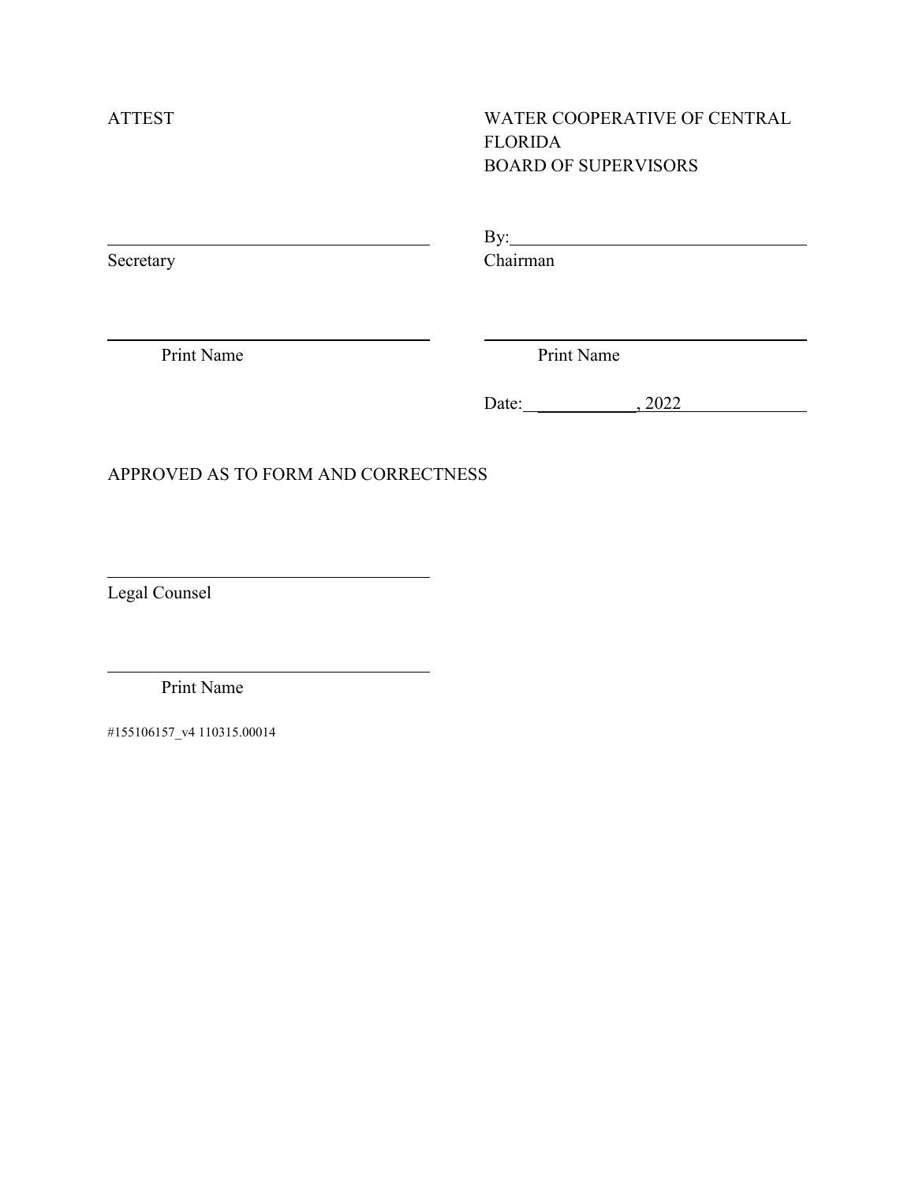ATTEST

WATER COOPERATIVE OF CENTRAL FLORIDA
BOARD OF SUPERVISORS

______________________________
Secretary

By:______________________________
Chairman

______________________________
Print Name

______________________________
Print Name

Date: ___________, 2022

APPROVED AS TO FORM AND CORRECTNESS

______________________________
Legal Counsel

______________________________
Print Name

#155106157_v4 110315.00014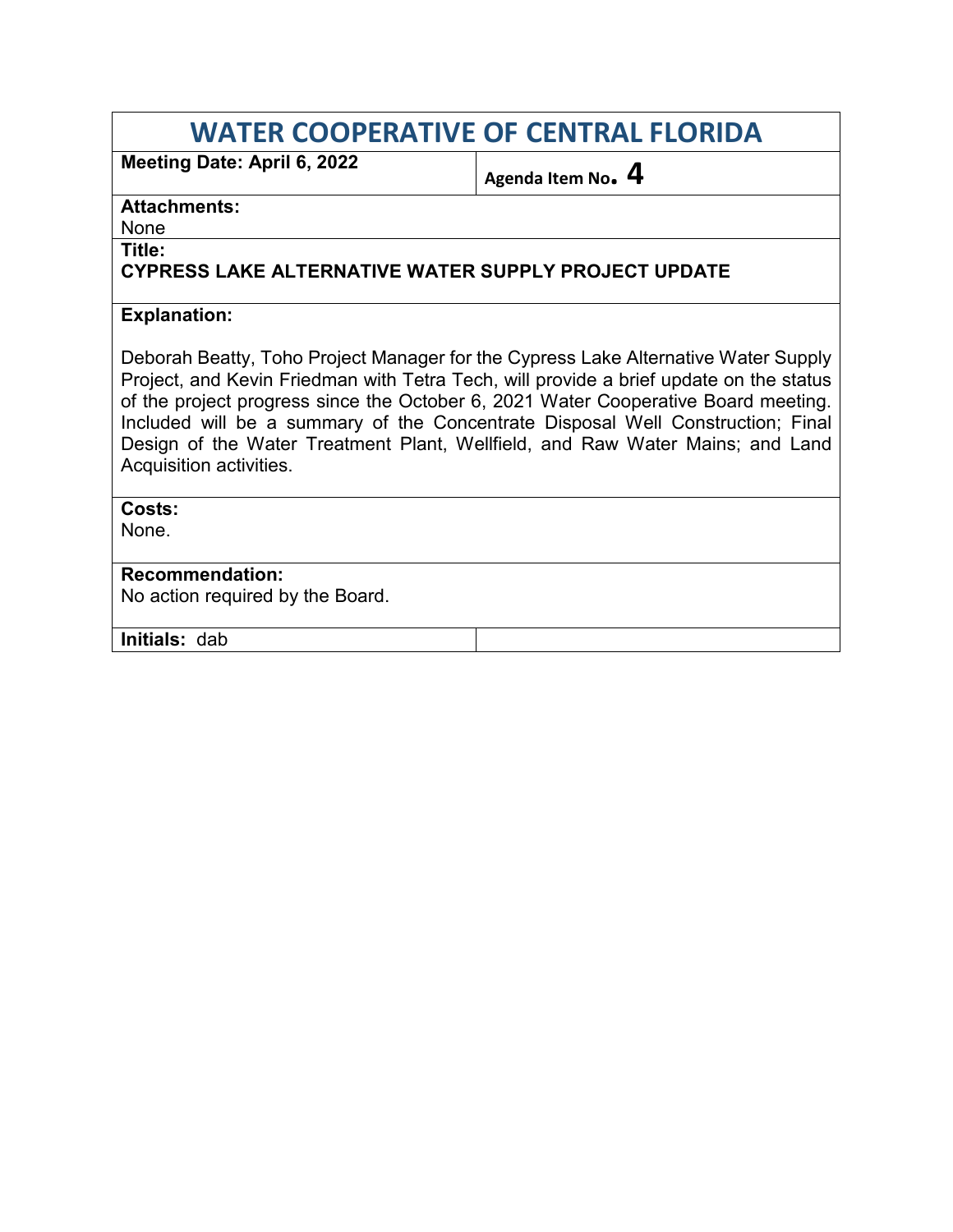# WATER COOPERATIVE OF CENTRAL FLORIDA

| **Meeting Date: April 6, 2022** | **Agenda Item No. 4** |
|---|---|

**Attachments:**
None

**Title:**
**CYPRESS LAKE ALTERNATIVE WATER SUPPLY PROJECT UPDATE**

**Explanation:**

Deborah Beatty, Toho Project Manager for the Cypress Lake Alternative Water Supply Project, and Kevin Friedman with Tetra Tech, will provide a brief update on the status of the project progress since the October 6, 2021 Water Cooperative Board meeting. Included will be a summary of the Concentrate Disposal Well Construction; Final Design of the Water Treatment Plant, Wellfield, and Raw Water Mains; and Land Acquisition activities.

**Costs:**
None.

**Recommendation:**
No action required by the Board.

| **Initials:** dab | |
|---|---|